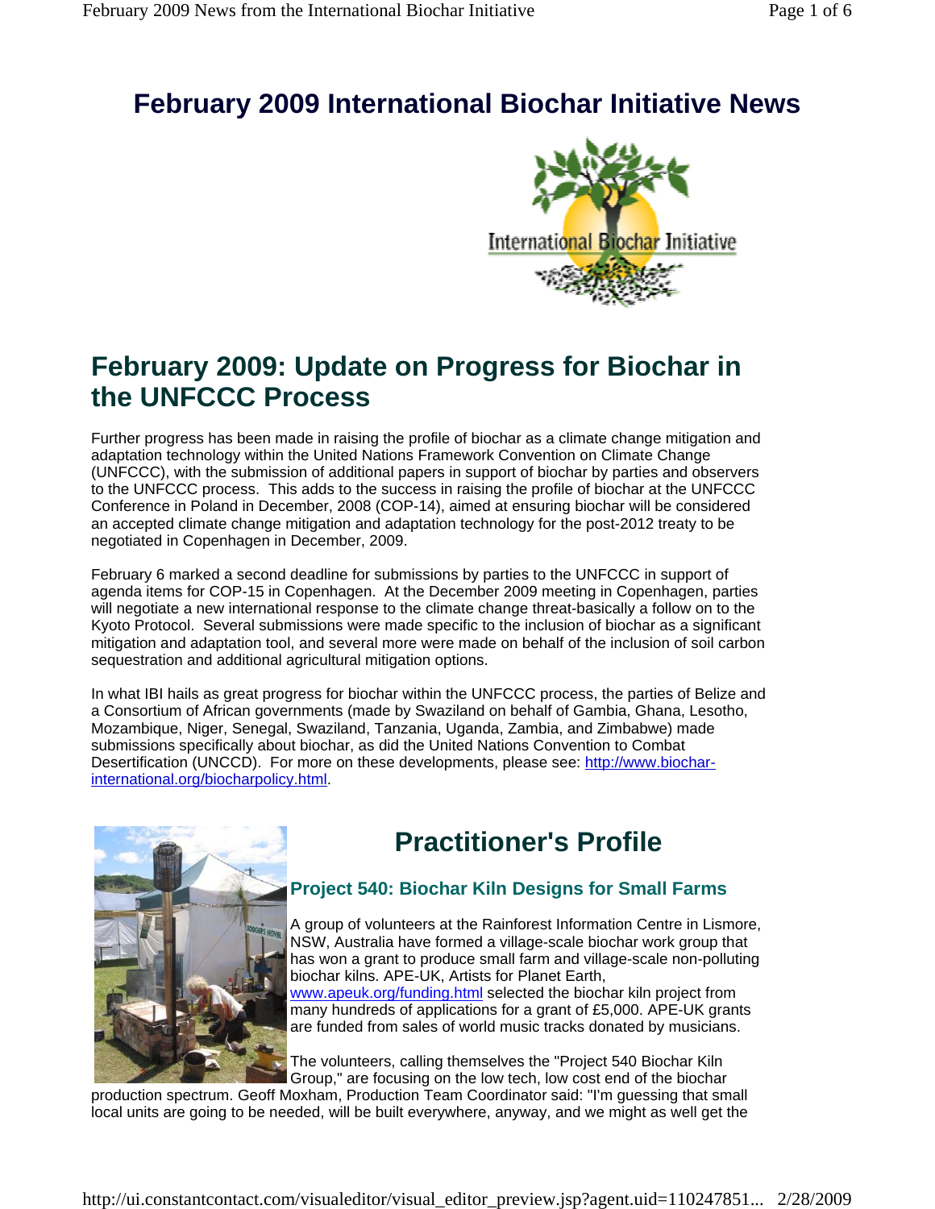# February 2009 International Biochar Initiative News

## February 2009: Update on Progress for Biochar in the UNFCCC Process

Further progress has been made in raising the profile of biochar as a climate change mitigation and adaptation technology within the United Nations Framework Convention on Climate Change (UNFCCC), with the submission of additional papers in support of biochar by parties and observers to the UNFCCC process. This adds to the success in raising the profile of biochar at the UNFCCC Conference in Poland in December, 2008 (COP-14), aimed at ensuring biochar will be considered an accepted climate change mitigation and adaptation technology for the post-2012 treaty to be negotiated in Copenhagen in December, 2009.

February 6 marked a second deadline for submissions by parties to the UNFCCC in support of agenda items for COP-15 in Copenhagen. At the December 2009 meeting in Copenhagen, parties will negotiate a new international response to the climate change threat-basically a follow on to the Kyoto Protocol. Several submissions were made specific to the inclusion of biochar as a significant mitigation and adaptation tool, and several more were made on behalf of the inclusion of soil carbon sequestration and additional agricultural mitigation options.

In what IBI hails as great progress for biochar within the UNFCCC process, the parties of Belize and a Consortium of African governments (made by Swaziland on behalf of Gambia, Ghana, Lesotho, Mozambique, Niger, Senegal, Swaziland, Tanzania, Uganda, Zambia, and Zimbabwe) made submissions specifically about biochar, as did the United Nations Convention to Combat Desertification (UNCCD). For more on these developments, please see: http://www.biochar-international.org/biocharpolicy.html.

## Practitioner's Profile

### Project 540: Biochar Kiln Designs for Small Farms

A group of volunteers at the Rainforest Information Centre in Lismore, NSW, Australia have formed a village-scale biochar work group that has won a grant to produce small farm and village-scale non-polluting biochar kilns. APE-UK, Artists for Planet Earth, www.apeuk.org/funding.html selected the biochar kiln project from many hundreds of applications for a grant of £5,000. APE-UK grants are funded from sales of world music tracks donated by musicians.

The volunteers, calling themselves the "Project 540 Biochar Kiln Group," are focusing on the low tech, low cost end of the biochar production spectrum. Geoff Moxham, Production Team Coordinator said: "I'm guessing that small local units are going to be needed, will be built everywhere, anyway, and we might as well get the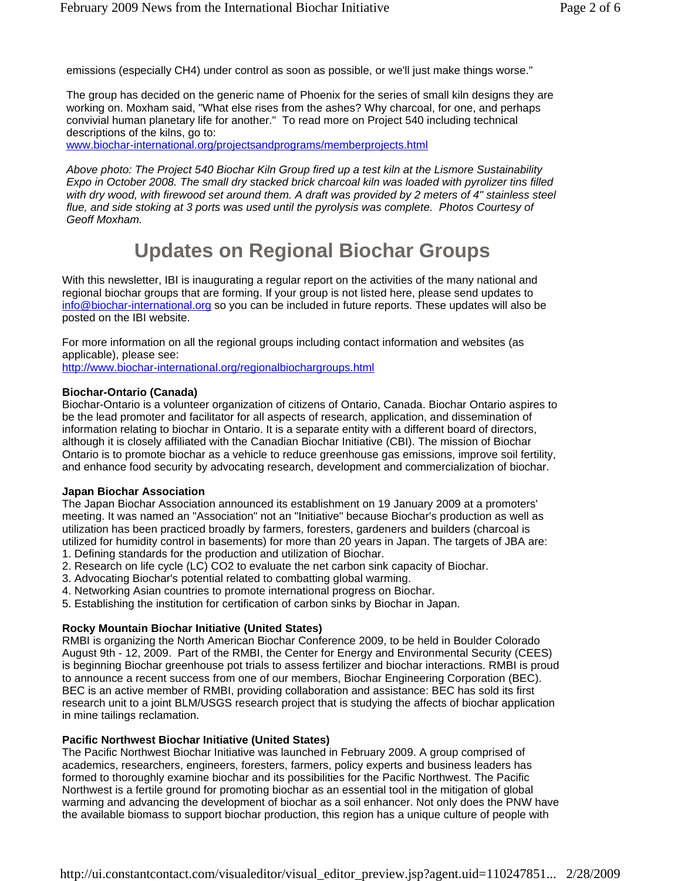emissions (especially $CH_4$) under control as soon as possible, or we'll just make things worse."

The group has decided on the generic name of Phoenix for the series of small kiln designs they are working on. Moxham said, "What else rises from the ashes? Why charcoal, for one, and perhaps convivial human planetary life for another." To read more on Project 540 including technical descriptions of the kilns, go to:
www.biochar-international.org/projectsandprograms/memberprojects.html

*Above photo: The Project 540 Biochar Kiln Group fired up a test kiln at the Lismore Sustainability Expo in October 2008. The small dry stacked brick charcoal kiln was loaded with pyrolizer tins filled with dry wood, with firewood set around them. A draft was provided by 2 meters of 4" stainless steel flue, and side stoking at 3 ports was used until the pyrolysis was complete. Photos Courtesy of Geoff Moxham.*

# Updates on Regional Biochar Groups

With this newsletter, IBI is inaugurating a regular report on the activities of the many national and regional biochar groups that are forming. If your group is not listed here, please send updates to info@biochar-international.org so you can be included in future reports. These updates will also be posted on the IBI website.

For more information on all the regional groups including contact information and websites (as applicable), please see:
http://www.biochar-international.org/regionalbiochargroups.html

**Biochar-Ontario (Canada)**
Biochar-Ontario is a volunteer organization of citizens of Ontario, Canada. Biochar Ontario aspires to be the lead promoter and facilitator for all aspects of research, application, and dissemination of information relating to biochar in Ontario. It is a separate entity with a different board of directors, although it is closely affiliated with the Canadian Biochar Initiative (CBI). The mission of Biochar Ontario is to promote biochar as a vehicle to reduce greenhouse gas emissions, improve soil fertility, and enhance food security by advocating research, development and commercialization of biochar.

**Japan Biochar Association**
The Japan Biochar Association announced its establishment on 19 January 2009 at a promoters' meeting. It was named an "Association" not an "Initiative" because Biochar's production as well as utilization has been practiced broadly by farmers, foresters, gardeners and builders (charcoal is utilized for humidity control in basements) for more than 20 years in Japan. The targets of JBA are:

1. Defining standards for the production and utilization of Biochar.
2. Research on life cycle (LC) $CO_2$ to evaluate the net carbon sink capacity of Biochar.
3. Advocating Biochar's potential related to combatting global warming.
4. Networking Asian countries to promote international progress on Biochar.
5. Establishing the institution for certification of carbon sinks by Biochar in Japan.

**Rocky Mountain Biochar Initiative (United States)**
RMBI is organizing the North American Biochar Conference 2009, to be held in Boulder Colorado August 9th - 12, 2009. Part of the RMBI, the Center for Energy and Environmental Security (CEES) is beginning Biochar greenhouse pot trials to assess fertilizer and biochar interactions. RMBI is proud to announce a recent success from one of our members, Biochar Engineering Corporation (BEC). BEC is an active member of RMBI, providing collaboration and assistance: BEC has sold its first research unit to a joint BLM/USGS research project that is studying the affects of biochar application in mine tailings reclamation.

**Pacific Northwest Biochar Initiative (United States)**
The Pacific Northwest Biochar Initiative was launched in February 2009. A group comprised of academics, researchers, engineers, foresters, farmers, policy experts and business leaders has formed to thoroughly examine biochar and its possibilities for the Pacific Northwest. The Pacific Northwest is a fertile ground for promoting biochar as an essential tool in the mitigation of global warming and advancing the development of biochar as a soil enhancer. Not only does the PNW have the available biomass to support biochar production, this region has a unique culture of people with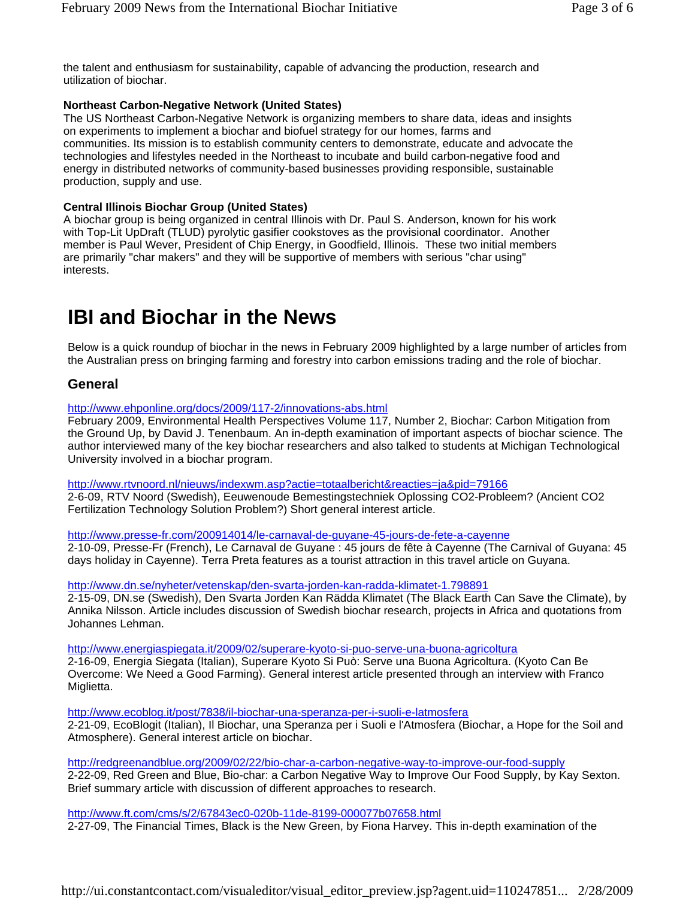the talent and enthusiasm for sustainability, capable of advancing the production, research and utilization of biochar.

**Northeast Carbon-Negative Network (United States)**
The US Northeast Carbon-Negative Network is organizing members to share data, ideas and insights on experiments to implement a biochar and biofuel strategy for our homes, farms and communities. Its mission is to establish community centers to demonstrate, educate and advocate the technologies and lifestyles needed in the Northeast to incubate and build carbon-negative food and energy in distributed networks of community-based businesses providing responsible, sustainable production, supply and use.

**Central Illinois Biochar Group (United States)**
A biochar group is being organized in central Illinois with Dr. Paul S. Anderson, known for his work with Top-Lit UpDraft (TLUD) pyrolytic gasifier cookstoves as the provisional coordinator. Another member is Paul Wever, President of Chip Energy, in Goodfield, Illinois. These two initial members are primarily "char makers" and they will be supportive of members with serious "char using" interests.

# IBI and Biochar in the News

Below is a quick roundup of biochar in the news in February 2009 highlighted by a large number of articles from the Australian press on bringing farming and forestry into carbon emissions trading and the role of biochar.

## General

http://www.ehponline.org/docs/2009/117-2/innovations-abs.html
February 2009, Environmental Health Perspectives Volume 117, Number 2, Biochar: Carbon Mitigation from the Ground Up, by David J. Tenenbaum. An in-depth examination of important aspects of biochar science. The author interviewed many of the key biochar researchers and also talked to students at Michigan Technological University involved in a biochar program.

http://www.rtvnoord.nl/nieuws/indexwm.asp?actie=totaalbericht&reacties=ja&pid=79166
2-6-09, RTV Noord (Swedish), Eeuwenoude Bemestingstechniek Oplossing CO2-Probleem? (Ancient CO2 Fertilization Technology Solution Problem?) Short general interest article.

http://www.presse-fr.com/200914014/le-carnaval-de-guyane-45-jours-de-fete-a-cayenne
2-10-09, Presse-Fr (French), Le Carnaval de Guyane : 45 jours de fête à Cayenne (The Carnival of Guyana: 45 days holiday in Cayenne). Terra Preta features as a tourist attraction in this travel article on Guyana.

http://www.dn.se/nyheter/vetenskap/den-svarta-jorden-kan-radda-klimatet-1.798891
2-15-09, DN.se (Swedish), Den Svarta Jorden Kan Rädda Klimatet (The Black Earth Can Save the Climate), by Annika Nilsson. Article includes discussion of Swedish biochar research, projects in Africa and quotations from Johannes Lehman.

http://www.energiaspiegata.it/2009/02/superare-kyoto-si-puo-serve-una-buona-agricoltura
2-16-09, Energia Siegata (Italian), Superare Kyoto Si Può: Serve una Buona Agricoltura. (Kyoto Can Be Overcome: We Need a Good Farming). General interest article presented through an interview with Franco Miglietta.

http://www.ecoblog.it/post/7838/il-biochar-una-speranza-per-i-suoli-e-latmosfera
2-21-09, EcoBlogit (Italian), Il Biochar, una Speranza per i Suoli e l'Atmosfera (Biochar, a Hope for the Soil and Atmosphere). General interest article on biochar.

http://redgreenandblue.org/2009/02/22/bio-char-a-carbon-negative-way-to-improve-our-food-supply
2-22-09, Red Green and Blue, Bio-char: a Carbon Negative Way to Improve Our Food Supply, by Kay Sexton. Brief summary article with discussion of different approaches to research.

http://www.ft.com/cms/s/2/67843ec0-020b-11de-8199-000077b07658.html
2-27-09, The Financial Times, Black is the New Green, by Fiona Harvey. This in-depth examination of the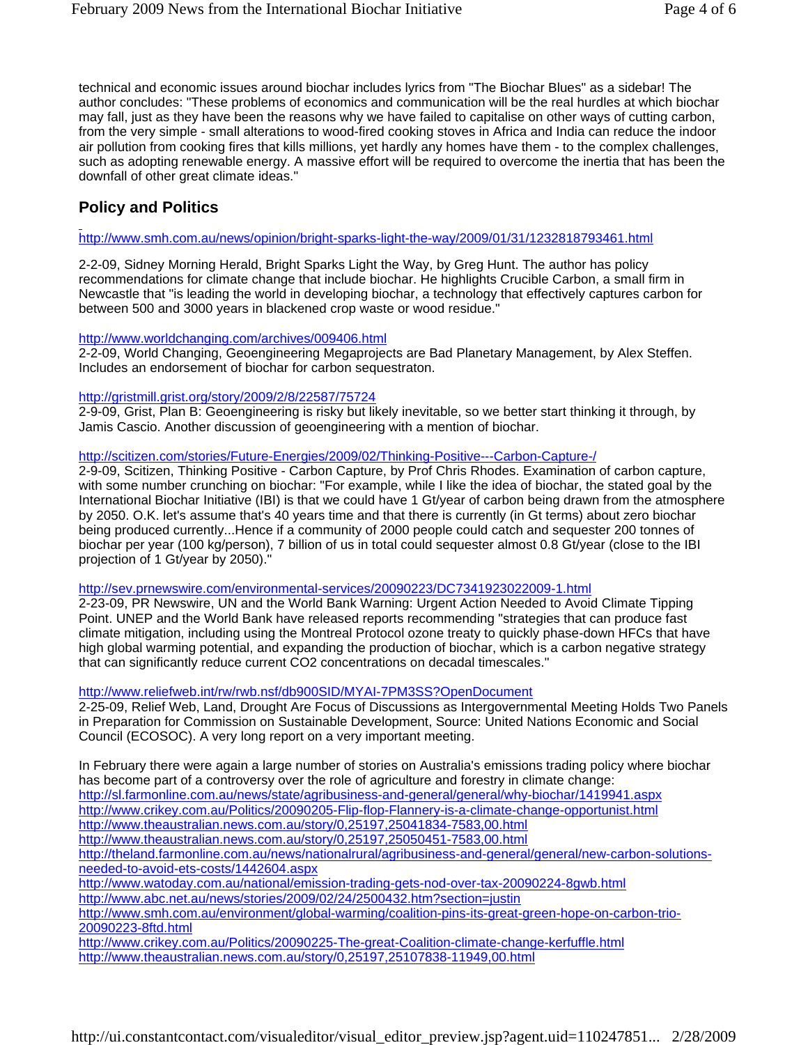technical and economic issues around biochar includes lyrics from "The Biochar Blues" as a sidebar! The author concludes: "These problems of economics and communication will be the real hurdles at which biochar may fall, just as they have been the reasons why we have failed to capitalise on other ways of cutting carbon, from the very simple - small alterations to wood-fired cooking stoves in Africa and India can reduce the indoor air pollution from cooking fires that kills millions, yet hardly any homes have them - to the complex challenges, such as adopting renewable energy. A massive effort will be required to overcome the inertia that has been the downfall of other great climate ideas."

## Policy and Politics

http://www.smh.com.au/news/opinion/bright-sparks-light-the-way/2009/01/31/1232818793461.html

2-2-09, Sidney Morning Herald, Bright Sparks Light the Way, by Greg Hunt. The author has policy recommendations for climate change that include biochar. He highlights Crucible Carbon, a small firm in Newcastle that "is leading the world in developing biochar, a technology that effectively captures carbon for between 500 and 3000 years in blackened crop waste or wood residue."

http://www.worldchanging.com/archives/009406.html
2-2-09, World Changing, Geoengineering Megaprojects are Bad Planetary Management, by Alex Steffen. Includes an endorsement of biochar for carbon sequestraton.

http://gristmill.grist.org/story/2009/2/8/22587/75724
2-9-09, Grist, Plan B: Geoengineering is risky but likely inevitable, so we better start thinking it through, by Jamis Cascio. Another discussion of geoengineering with a mention of biochar.

http://scitizen.com/stories/Future-Energies/2009/02/Thinking-Positive---Carbon-Capture-/
2-9-09, Scitizen, Thinking Positive - Carbon Capture, by Prof Chris Rhodes. Examination of carbon capture, with some number crunching on biochar: "For example, while I like the idea of biochar, the stated goal by the International Biochar Initiative (IBI) is that we could have 1 Gt/year of carbon being drawn from the atmosphere by 2050. O.K. let's assume that's 40 years time and that there is currently (in Gt terms) about zero biochar being produced currently...Hence if a community of 2000 people could catch and sequester 200 tonnes of biochar per year (100 kg/person), 7 billion of us in total could sequester almost 0.8 Gt/year (close to the IBI projection of 1 Gt/year by 2050)."

http://sev.prnewswire.com/environmental-services/20090223/DC7341923022009-1.html
2-23-09, PR Newswire, UN and the World Bank Warning: Urgent Action Needed to Avoid Climate Tipping Point. UNEP and the World Bank have released reports recommending "strategies that can produce fast climate mitigation, including using the Montreal Protocol ozone treaty to quickly phase-down HFCs that have high global warming potential, and expanding the production of biochar, which is a carbon negative strategy that can significantly reduce current CO2 concentrations on decadal timescales."

http://www.reliefweb.int/rw/rwb.nsf/db900SID/MYAI-7PM3SS?OpenDocument
2-25-09, Relief Web, Land, Drought Are Focus of Discussions as Intergovernmental Meeting Holds Two Panels in Preparation for Commission on Sustainable Development, Source: United Nations Economic and Social Council (ECOSOC). A very long report on a very important meeting.

In February there were again a large number of stories on Australia's emissions trading policy where biochar has become part of a controversy over the role of agriculture and forestry in climate change:
http://sl.farmonline.com.au/news/state/agribusiness-and-general/general/why-biochar/1419941.aspx
http://www.crikey.com.au/Politics/20090205-Flip-flop-Flannery-is-a-climate-change-opportunist.html
http://www.theaustralian.news.com.au/story/0,25197,25041834-7583,00.html
http://www.theaustralian.news.com.au/story/0,25197,25050451-7583,00.html
http://theland.farmonline.com.au/news/nationalrural/agribusiness-and-general/general/new-carbon-solutions-needed-to-avoid-ets-costs/1442604.aspx
http://www.watoday.com.au/national/emission-trading-gets-nod-over-tax-20090224-8gwb.html
http://www.abc.net.au/news/stories/2009/02/24/2500432.htm?section=justin
http://www.smh.com.au/environment/global-warming/coalition-pins-its-great-green-hope-on-carbon-trio-20090223-8ftd.html
http://www.crikey.com.au/Politics/20090225-The-great-Coalition-climate-change-kerfuffle.html
http://www.theaustralian.news.com.au/story/0,25197,25107838-11949,00.html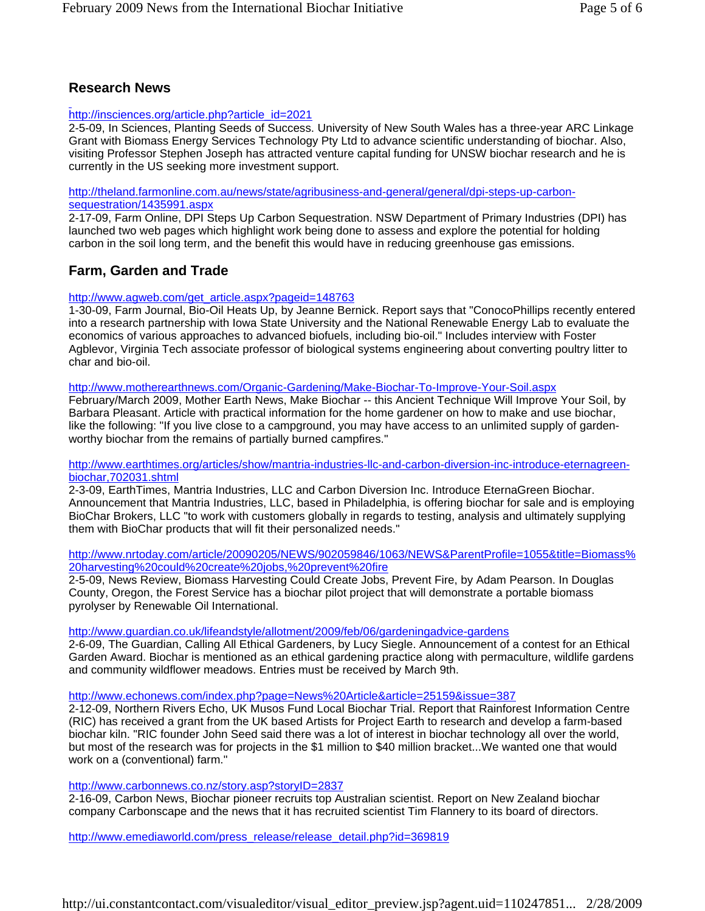## Research News

http://insciences.org/article.php?article_id=2021
2-5-09, In Sciences, Planting Seeds of Success. University of New South Wales has a three-year ARC Linkage Grant with Biomass Energy Services Technology Pty Ltd to advance scientific understanding of biochar. Also, visiting Professor Stephen Joseph has attracted venture capital funding for UNSW biochar research and he is currently in the US seeking more investment support.

http://theland.farmonline.com.au/news/state/agribusiness-and-general/general/dpi-steps-up-carbon-sequestration/1435991.aspx
2-17-09, Farm Online, DPI Steps Up Carbon Sequestration. NSW Department of Primary Industries (DPI) has launched two web pages which highlight work being done to assess and explore the potential for holding carbon in the soil long term, and the benefit this would have in reducing greenhouse gas emissions.

## Farm, Garden and Trade

http://www.agweb.com/get_article.aspx?pageid=148763
1-30-09, Farm Journal, Bio-Oil Heats Up, by Jeanne Bernick. Report says that "ConocoPhillips recently entered into a research partnership with Iowa State University and the National Renewable Energy Lab to evaluate the economics of various approaches to advanced biofuels, including bio-oil." Includes interview with Foster Agblevor, Virginia Tech associate professor of biological systems engineering about converting poultry litter to char and bio-oil.

http://www.motherearthnews.com/Organic-Gardening/Make-Biochar-To-Improve-Your-Soil.aspx
February/March 2009, Mother Earth News, Make Biochar -- this Ancient Technique Will Improve Your Soil, by Barbara Pleasant. Article with practical information for the home gardener on how to make and use biochar, like the following: "If you live close to a campground, you may have access to an unlimited supply of garden-worthy biochar from the remains of partially burned campfires."

http://www.earthtimes.org/articles/show/mantria-industries-llc-and-carbon-diversion-inc-introduce-eternagreen-biochar,702031.shtml
2-3-09, EarthTimes, Mantria Industries, LLC and Carbon Diversion Inc. Introduce EternaGreen Biochar. Announcement that Mantria Industries, LLC, based in Philadelphia, is offering biochar for sale and is employing BioChar Brokers, LLC "to work with customers globally in regards to testing, analysis and ultimately supplying them with BioChar products that will fit their personalized needs."

http://www.nrtoday.com/article/20090205/NEWS/902059846/1063/NEWS&ParentProfile=1055&title=Biomass%20harvesting%20could%20create%20jobs,%20prevent%20fire
2-5-09, News Review, Biomass Harvesting Could Create Jobs, Prevent Fire, by Adam Pearson. In Douglas County, Oregon, the Forest Service has a biochar pilot project that will demonstrate a portable biomass pyrolyser by Renewable Oil International.

http://www.guardian.co.uk/lifeandstyle/allotment/2009/feb/06/gardeningadvice-gardens
2-6-09, The Guardian, Calling All Ethical Gardeners, by Lucy Siegle. Announcement of a contest for an Ethical Garden Award. Biochar is mentioned as an ethical gardening practice along with permaculture, wildlife gardens and community wildflower meadows. Entries must be received by March 9th.

http://www.echonews.com/index.php?page=News%20Article&article=25159&issue=387
2-12-09, Northern Rivers Echo, UK Musos Fund Local Biochar Trial. Report that Rainforest Information Centre (RIC) has received a grant from the UK based Artists for Project Earth to research and develop a farm-based biochar kiln. "RIC founder John Seed said there was a lot of interest in biochar technology all over the world, but most of the research was for projects in the $1 million to $40 million bracket...We wanted one that would work on a (conventional) farm."

http://www.carbonnews.co.nz/story.asp?storyID=2837
2-16-09, Carbon News, Biochar pioneer recruits top Australian scientist. Report on New Zealand biochar company Carbonscape and the news that it has recruited scientist Tim Flannery to its board of directors.

http://www.emediaworld.com/press_release/release_detail.php?id=369819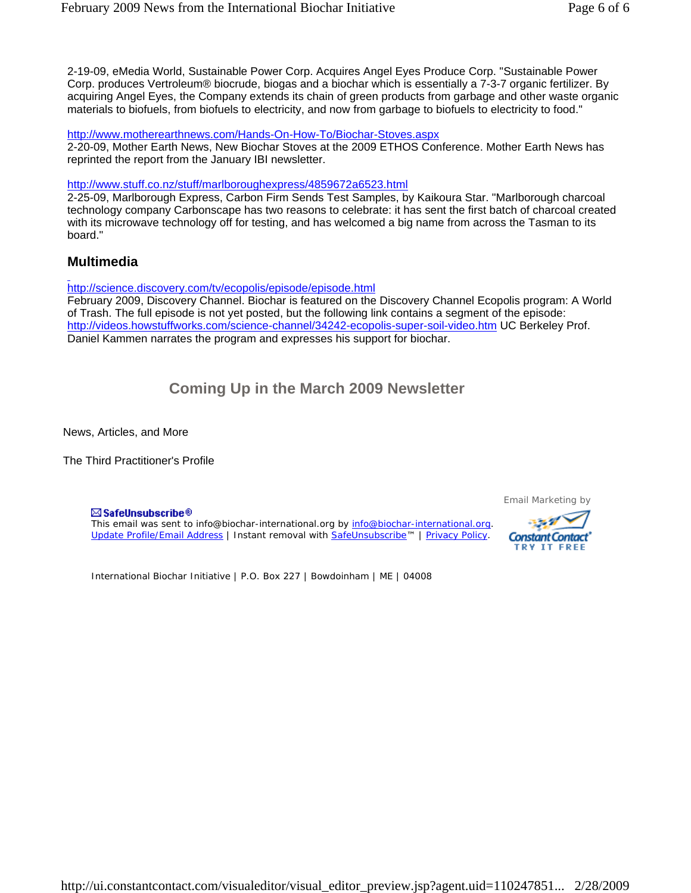2-19-09, eMedia World, Sustainable Power Corp. Acquires Angel Eyes Produce Corp. "Sustainable Power Corp. produces Vertroleum® biocrude, biogas and a biochar which is essentially a 7-3-7 organic fertilizer. By acquiring Angel Eyes, the Company extends its chain of green products from garbage and other waste organic materials to biofuels, from biofuels to electricity, and now from garbage to biofuels to electricity to food."

http://www.motherearthnews.com/Hands-On-How-To/Biochar-Stoves.aspx
2-20-09, Mother Earth News, New Biochar Stoves at the 2009 ETHOS Conference. Mother Earth News has reprinted the report from the January IBI newsletter.

http://www.stuff.co.nz/stuff/marlboroughexpress/4859672a6523.html
2-25-09, Marlborough Express, Carbon Firm Sends Test Samples, by Kaikoura Star. "Marlborough charcoal technology company Carbonscape has two reasons to celebrate: it has sent the first batch of charcoal created with its microwave technology off for testing, and has welcomed a big name from across the Tasman to its board."

## Multimedia

http://science.discovery.com/tv/ecopolis/episode/episode.html
February 2009, Discovery Channel. Biochar is featured on the Discovery Channel Ecopolis program: A World of Trash. The full episode is not yet posted, but the following link contains a segment of the episode: http://videos.howstuffworks.com/science-channel/34242-ecopolis-super-soil-video.htm UC Berkeley Prof. Daniel Kammen narrates the program and expresses his support for biochar.

## Coming Up in the March 2009 Newsletter

News, Articles, and More

The Third Practitioner's Profile

SafeUnsubscribe®
This email was sent to info@biochar-international.org by info@biochar-international.org.
Update Profile/Email Address | Instant removal with SafeUnsubscribe™ | Privacy Policy.

Email Marketing by Constant Contact® TRY IT FREE

International Biochar Initiative | P.O. Box 227 | Bowdoinham | ME | 04008